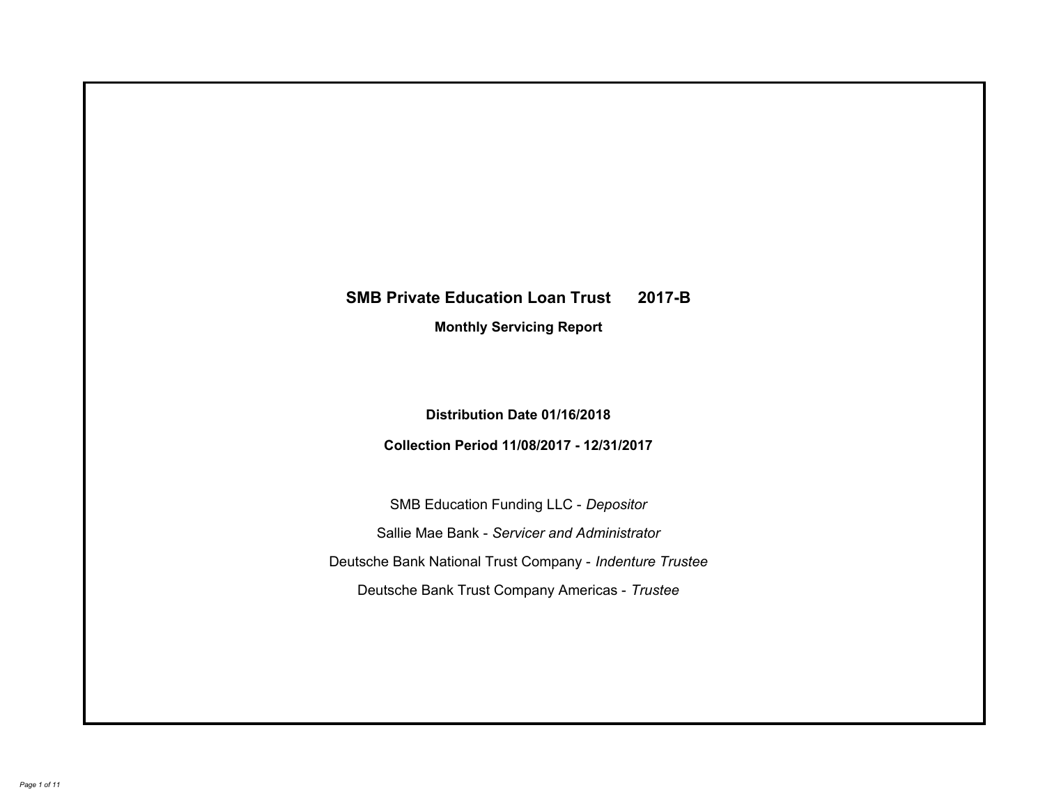# SMB Private Education Loan Trust 2017-B

## Monthly Servicing Report

**Distribution Date 01/16/2018**

**Collection Period 11/08/2017 - 12/31/2017**

SMB Education Funding LLC - *Depositor*

Sallie Mae Bank - *Servicer and Administrator*

Deutsche Bank National Trust Company - *Indenture Trustee*

Deutsche Bank Trust Company Americas - *Trustee*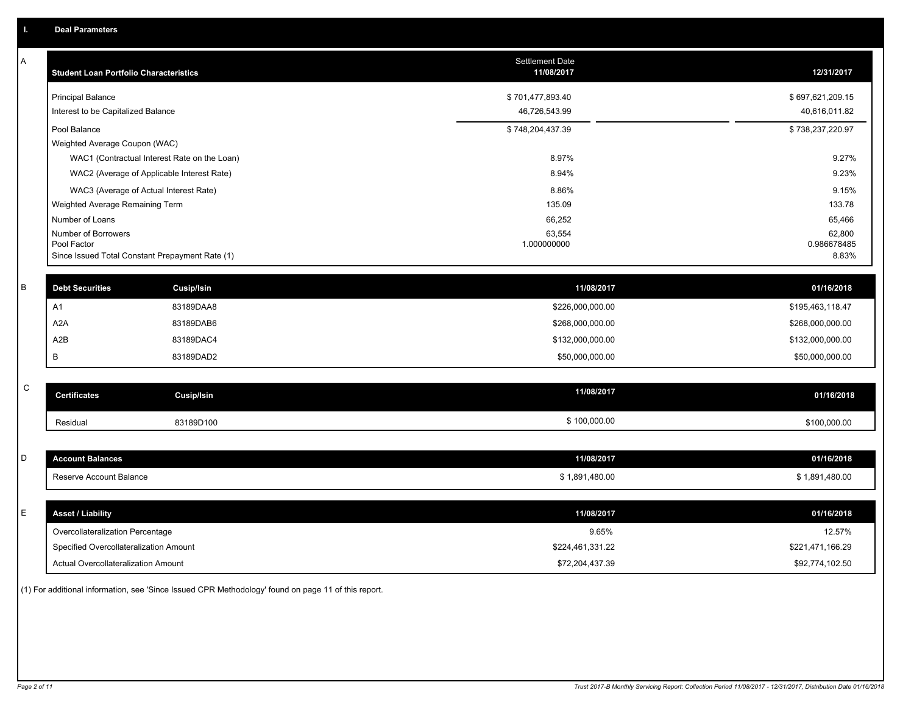## I. Deal Parameters

### A

| Student Loan Portfolio Characteristics | Settlement Date 11/08/2017 | | 12/31/2017 |
|---|---|---|---|
| Principal Balance | $ 701,477,893.40 | | $ 697,621,209.15 |
| Interest to be Capitalized Balance | 46,726,543.99 | | 40,616,011.82 |
| Pool Balance | $ 748,204,437.39 | | $ 738,237,220.97 |
| Weighted Average Coupon (WAC) | | | |
| WAC1 (Contractual Interest Rate on the Loan) | 8.97% | | 9.27% |
| WAC2 (Average of Applicable Interest Rate) | 8.94% | | 9.23% |
| WAC3 (Average of Actual Interest Rate) | 8.86% | | 9.15% |
| Weighted Average Remaining Term | 135.09 | | 133.78 |
| Number of Loans | 66,252 | | 65,466 |
| Number of Borrowers | 63,554 | | 62,800 |
| Pool Factor | 1.000000000 | | 0.986678485 |
| Since Issued Total Constant Prepayment Rate (1) | | | 8.83% |

### B

| Debt Securities | Cusip/Isin | 11/08/2017 | 01/16/2018 |
|---|---|---|---|
| A1 | 83189DAA8 | $226,000,000.00 | $195,463,118.47 |
| A2A | 83189DAB6 | $268,000,000.00 | $268,000,000.00 |
| A2B | 83189DAC4 | $132,000,000.00 | $132,000,000.00 |
| B | 83189DAD2 | $50,000,000.00 | $50,000,000.00 |

### C

| Certificates | Cusip/Isin | 11/08/2017 | 01/16/2018 |
|---|---|---|---|
| Residual | 83189D100 | $ 100,000.00 | $100,000.00 |

### D

| Account Balances | 11/08/2017 | 01/16/2018 |
|---|---|---|
| Reserve Account Balance | $ 1,891,480.00 | $ 1,891,480.00 |

### E

| Asset / Liability | 11/08/2017 | 01/16/2018 |
|---|---|---|
| Overcollateralization Percentage | 9.65% | 12.57% |
| Specified Overcollateralization Amount | $224,461,331.22 | $221,471,166.29 |
| Actual Overcollateralization Amount | $72,204,437.39 | $92,774,102.50 |

(1) For additional information, see 'Since Issued CPR Methodology' found on page 11 of this report.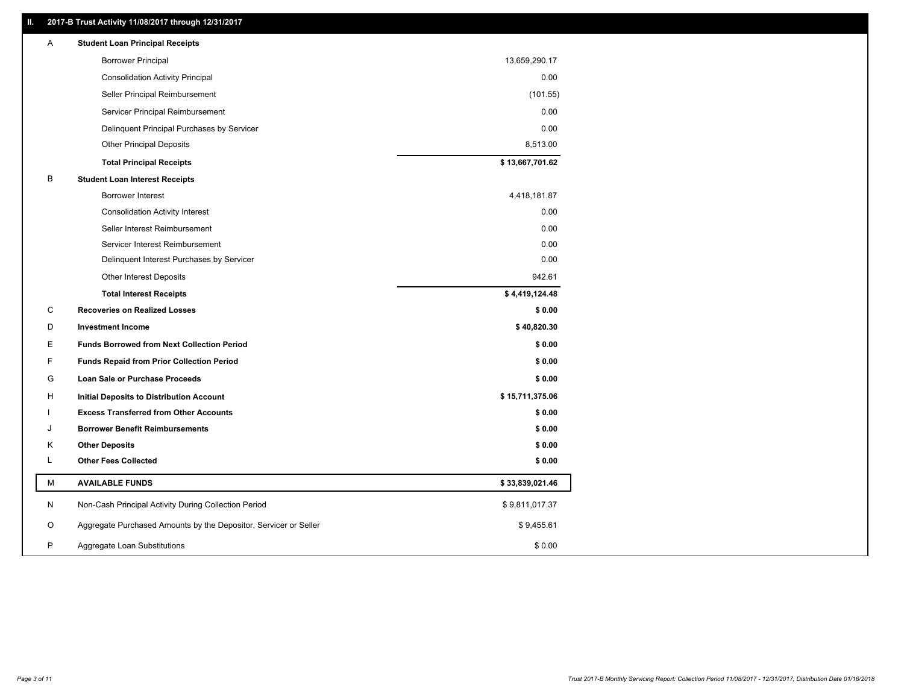## II. 2017-B Trust Activity 11/08/2017 through 12/31/2017

| | | |
|---|---|---|
| A | **Student Loan Principal Receipts** | |
| | Borrower Principal | 13,659,290.17 |
| | Consolidation Activity Principal | 0.00 |
| | Seller Principal Reimbursement | (101.55) |
| | Servicer Principal Reimbursement | 0.00 |
| | Delinquent Principal Purchases by Servicer | 0.00 |
| | Other Principal Deposits | 8,513.00 |
| | **Total Principal Receipts** | **$ 13,667,701.62** |
| B | **Student Loan Interest Receipts** | |
| | Borrower Interest | 4,418,181.87 |
| | Consolidation Activity Interest | 0.00 |
| | Seller Interest Reimbursement | 0.00 |
| | Servicer Interest Reimbursement | 0.00 |
| | Delinquent Interest Purchases by Servicer | 0.00 |
| | Other Interest Deposits | 942.61 |
| | **Total Interest Receipts** | **$ 4,419,124.48** |
| C | **Recoveries on Realized Losses** | **$ 0.00** |
| D | **Investment Income** | **$ 40,820.30** |
| E | **Funds Borrowed from Next Collection Period** | **$ 0.00** |
| F | **Funds Repaid from Prior Collection Period** | **$ 0.00** |
| G | **Loan Sale or Purchase Proceeds** | **$ 0.00** |
| H | **Initial Deposits to Distribution Account** | **$ 15,711,375.06** |
| I | **Excess Transferred from Other Accounts** | **$ 0.00** |
| J | **Borrower Benefit Reimbursements** | **$ 0.00** |
| K | **Other Deposits** | **$ 0.00** |
| L | **Other Fees Collected** | **$ 0.00** |
| M | **AVAILABLE FUNDS** | **$ 33,839,021.46** |
| N | Non-Cash Principal Activity During Collection Period | $ 9,811,017.37 |
| O | Aggregate Purchased Amounts by the Depositor, Servicer or Seller | $ 9,455.61 |
| P | Aggregate Loan Substitutions | $ 0.00 |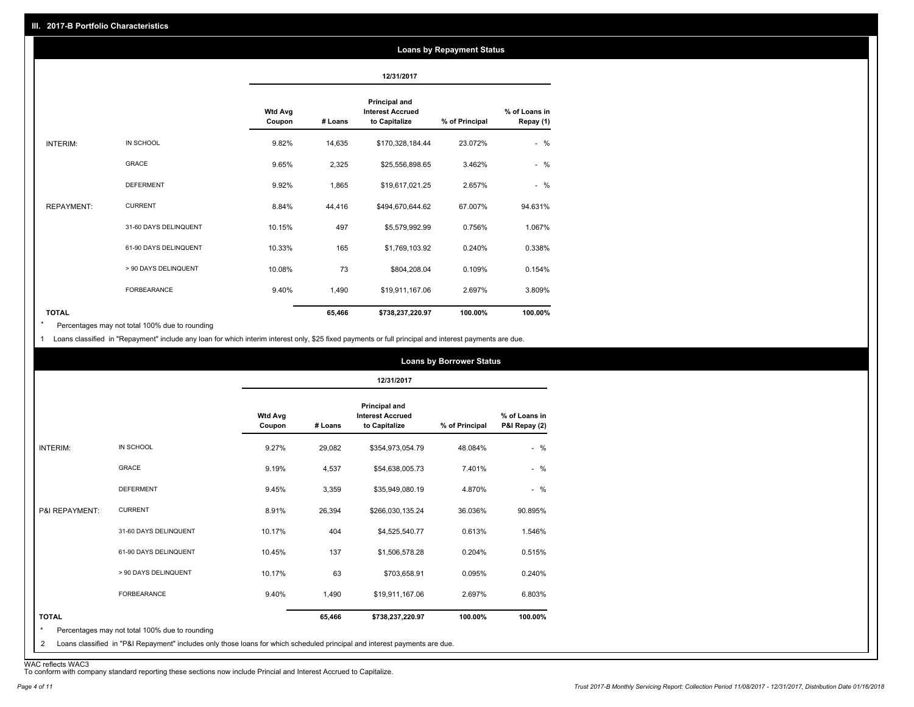## III. 2017-B Portfolio Characteristics

### Loans by Repayment Status

| | | 12/31/2017 | | | | |
|---|---|---|---|---|---|---|
| | | Wtd Avg Coupon | # Loans | Principal and Interest Accrued to Capitalize | % of Principal | % of Loans in Repay (1) |
| INTERIM: | IN SCHOOL | 9.82% | 14,635 | $170,328,184.44 | 23.072% | - % |
| | GRACE | 9.65% | 2,325 | $25,556,898.65 | 3.462% | - % |
| | DEFERMENT | 9.92% | 1,865 | $19,617,021.25 | 2.657% | - % |
| REPAYMENT: | CURRENT | 8.84% | 44,416 | $494,670,644.62 | 67.007% | 94.631% |
| | 31-60 DAYS DELINQUENT | 10.15% | 497 | $5,579,992.99 | 0.756% | 1.067% |
| | 61-90 DAYS DELINQUENT | 10.33% | 165 | $1,769,103.92 | 0.240% | 0.338% |
| | > 90 DAYS DELINQUENT | 10.08% | 73 | $804,208.04 | 0.109% | 0.154% |
| | FORBEARANCE | 9.40% | 1,490 | $19,911,167.06 | 2.697% | 3.809% |
| TOTAL | | | 65,466 | $738,237,220.97 | 100.00% | 100.00% |

\* Percentages may not total 100% due to rounding

1 Loans classified in "Repayment" include any loan for which interim interest only, $25 fixed payments or full principal and interest payments are due.

### Loans by Borrower Status

| | | 12/31/2017 | | | | |
|---|---|---|---|---|---|---|
| | | Wtd Avg Coupon | # Loans | Principal and Interest Accrued to Capitalize | % of Principal | % of Loans in P&I Repay (2) |
| INTERIM: | IN SCHOOL | 9.27% | 29,082 | $354,973,054.79 | 48.084% | - % |
| | GRACE | 9.19% | 4,537 | $54,638,005.73 | 7.401% | - % |
| | DEFERMENT | 9.45% | 3,359 | $35,949,080.19 | 4.870% | - % |
| P&I REPAYMENT: | CURRENT | 8.91% | 26,394 | $266,030,135.24 | 36.036% | 90.895% |
| | 31-60 DAYS DELINQUENT | 10.17% | 404 | $4,525,540.77 | 0.613% | 1.546% |
| | 61-90 DAYS DELINQUENT | 10.45% | 137 | $1,506,578.28 | 0.204% | 0.515% |
| | > 90 DAYS DELINQUENT | 10.17% | 63 | $703,658.91 | 0.095% | 0.240% |
| | FORBEARANCE | 9.40% | 1,490 | $19,911,167.06 | 2.697% | 6.803% |
| TOTAL | | | 65,466 | $738,237,220.97 | 100.00% | 100.00% |

\* Percentages may not total 100% due to rounding

2 Loans classified in "P&I Repayment" includes only those loans for which scheduled principal and interest payments are due.

WAC reflects WAC3

To conform with company standard reporting these sections now include Princial and Interest Accrued to Capitalize.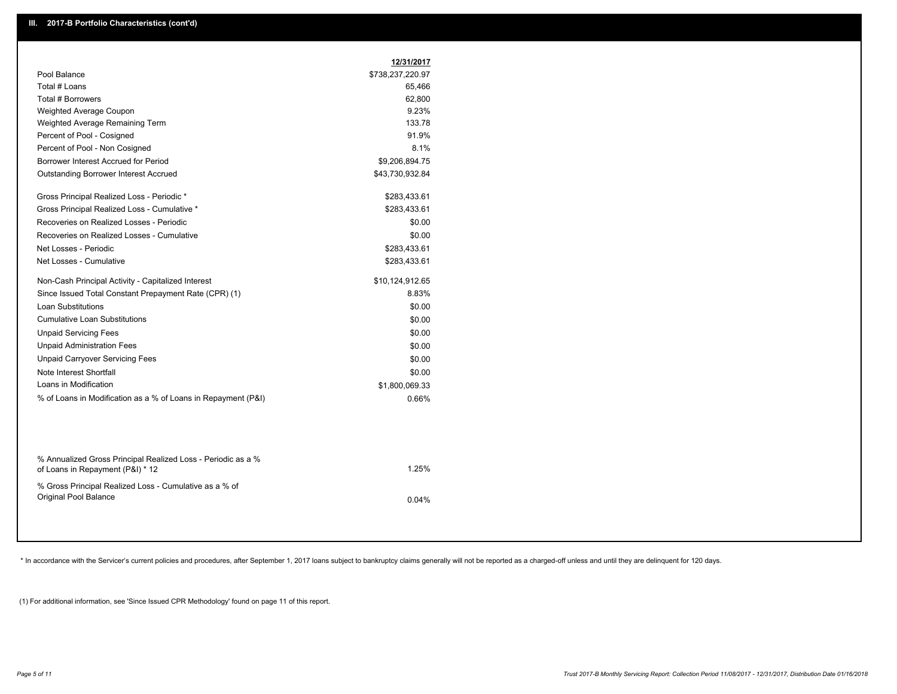## III. 2017-B Portfolio Characteristics (cont'd)

| | 12/31/2017 |
|---|---|
| Pool Balance | $738,237,220.97 |
| Total # Loans | 65,466 |
| Total # Borrowers | 62,800 |
| Weighted Average Coupon | 9.23% |
| Weighted Average Remaining Term | 133.78 |
| Percent of Pool - Cosigned | 91.9% |
| Percent of Pool - Non Cosigned | 8.1% |
| Borrower Interest Accrued for Period | $9,206,894.75 |
| Outstanding Borrower Interest Accrued | $43,730,932.84 |
| Gross Principal Realized Loss - Periodic * | $283,433.61 |
| Gross Principal Realized Loss - Cumulative * | $283,433.61 |
| Recoveries on Realized Losses - Periodic | $0.00 |
| Recoveries on Realized Losses - Cumulative | $0.00 |
| Net Losses - Periodic | $283,433.61 |
| Net Losses - Cumulative | $283,433.61 |
| Non-Cash Principal Activity - Capitalized Interest | $10,124,912.65 |
| Since Issued Total Constant Prepayment Rate (CPR) (1) | 8.83% |
| Loan Substitutions | $0.00 |
| Cumulative Loan Substitutions | $0.00 |
| Unpaid Servicing Fees | $0.00 |
| Unpaid Administration Fees | $0.00 |
| Unpaid Carryover Servicing Fees | $0.00 |
| Note Interest Shortfall | $0.00 |
| Loans in Modification | $1,800,069.33 |
| % of Loans in Modification as a % of Loans in Repayment (P&I) | 0.66% |
| % Annualized Gross Principal Realized Loss - Periodic as a % of Loans in Repayment (P&I) * 12 | 1.25% |
| % Gross Principal Realized Loss - Cumulative as a % of Original Pool Balance | 0.04% |

* In accordance with the Servicer's current policies and procedures, after September 1, 2017 loans subject to bankruptcy claims generally will not be reported as a charged-off unless and until they are delinquent for 120 days.

(1) For additional information, see 'Since Issued CPR Methodology' found on page 11 of this report.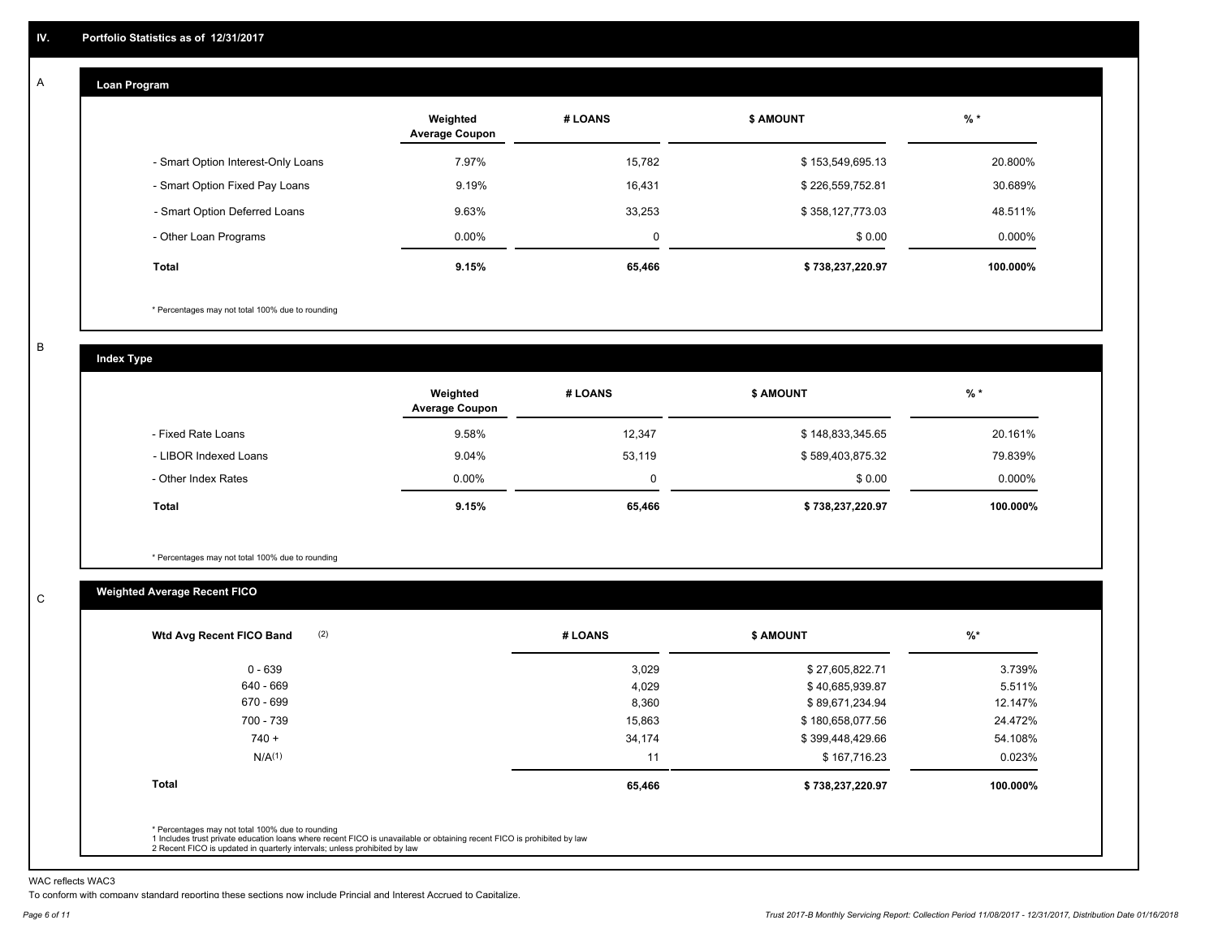## IV. Portfolio Statistics as of 12/31/2017

### A. Loan Program

| | Weighted Average Coupon | # LOANS | $ AMOUNT | % * |
|---|---|---|---|---|
| - Smart Option Interest-Only Loans | 7.97% | 15,782 | $ 153,549,695.13 | 20.800% |
| - Smart Option Fixed Pay Loans | 9.19% | 16,431 | $ 226,559,752.81 | 30.689% |
| - Smart Option Deferred Loans | 9.63% | 33,253 | $ 358,127,773.03 | 48.511% |
| - Other Loan Programs | 0.00% | 0 | $ 0.00 | 0.000% |
| **Total** | **9.15%** | **65,466** | **$ 738,237,220.97** | **100.000%** |

* Percentages may not total 100% due to rounding

### B. Index Type

| | Weighted Average Coupon | # LOANS | $ AMOUNT | % * |
|---|---|---|---|---|
| - Fixed Rate Loans | 9.58% | 12,347 | $ 148,833,345.65 | 20.161% |
| - LIBOR Indexed Loans | 9.04% | 53,119 | $ 589,403,875.32 | 79.839% |
| - Other Index Rates | 0.00% | 0 | $ 0.00 | 0.000% |
| **Total** | **9.15%** | **65,466** | **$ 738,237,220.97** | **100.000%** |

* Percentages may not total 100% due to rounding

### C. Weighted Average Recent FICO

| Wtd Avg Recent FICO Band (2) | # LOANS | $ AMOUNT | %* |
|---|---|---|---|
| 0 - 639 | 3,029 | $ 27,605,822.71 | 3.739% |
| 640 - 669 | 4,029 | $ 40,685,939.87 | 5.511% |
| 670 - 699 | 8,360 | $ 89,671,234.94 | 12.147% |
| 700 - 739 | 15,863 | $ 180,658,077.56 | 24.472% |
| 740 + | 34,174 | $ 399,448,429.66 | 54.108% |
| N/A(1) | 11 | $ 167,716.23 | 0.023% |
| **Total** | **65,466** | **$ 738,237,220.97** | **100.000%** |

* Percentages may not total 100% due to rounding
1 Includes trust private education loans where recent FICO is unavailable or obtaining recent FICO is prohibited by law
2 Recent FICO is updated in quarterly intervals; unless prohibited by law

WAC reflects WAC3
To conform with company standard reporting these sections now include Princial and Interest Accrued to Capitalize.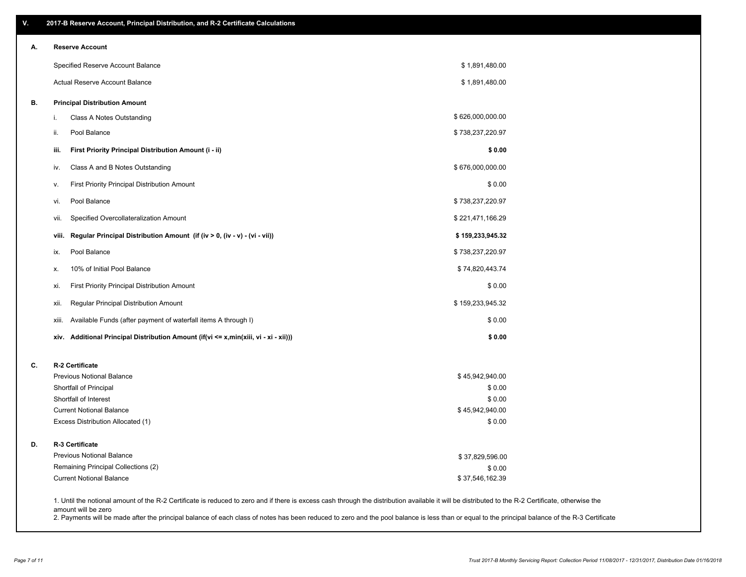## V. 2017-B Reserve Account, Principal Distribution, and R-2 Certificate Calculations

### A. Reserve Account

| | |
|---|---|
| Specified Reserve Account Balance | $ 1,891,480.00 |
| Actual Reserve Account Balance | $ 1,891,480.00 |

### B. Principal Distribution Amount

| | | |
|---|---|---|
| i. | Class A Notes Outstanding | $ 626,000,000.00 |
| ii. | Pool Balance | $ 738,237,220.97 |
| **iii.** | **First Priority Principal Distribution Amount (i - ii)** | **$ 0.00** |
| iv. | Class A and B Notes Outstanding | $ 676,000,000.00 |
| v. | First Priority Principal Distribution Amount | $ 0.00 |
| vi. | Pool Balance | $ 738,237,220.97 |
| vii. | Specified Overcollateralization Amount | $ 221,471,166.29 |
| **viii.** | **Regular Principal Distribution Amount (if (iv > 0, (iv - v) - (vi - vii))** | **$ 159,233,945.32** |
| ix. | Pool Balance | $ 738,237,220.97 |
| x. | 10% of Initial Pool Balance | $ 74,820,443.74 |
| xi. | First Priority Principal Distribution Amount | $ 0.00 |
| xii. | Regular Principal Distribution Amount | $ 159,233,945.32 |
| xiii. | Available Funds (after payment of waterfall items A through I) | $ 0.00 |
| **xiv.** | **Additional Principal Distribution Amount (if(vi <= x,min(xiii, vi - xi - xii)))** | **$ 0.00** |

### C. R-2 Certificate

| | |
|---|---|
| Previous Notional Balance | $ 45,942,940.00 |
| Shortfall of Principal | $ 0.00 |
| Shortfall of Interest | $ 0.00 |
| Current Notional Balance | $ 45,942,940.00 |
| Excess Distribution Allocated (1) | $ 0.00 |

### D. R-3 Certificate

| | |
|---|---|
| Previous Notional Balance | $ 37,829,596.00 |
| Remaining Principal Collections (2) | $ 0.00 |
| Current Notional Balance | $ 37,546,162.39 |

1. Until the notional amount of the R-2 Certificate is reduced to zero and if there is excess cash through the distribution available it will be distributed to the R-2 Certificate, otherwise the amount will be zero
2. Payments will be made after the principal balance of each class of notes has been reduced to zero and the pool balance is less than or equal to the principal balance of the R-3 Certificate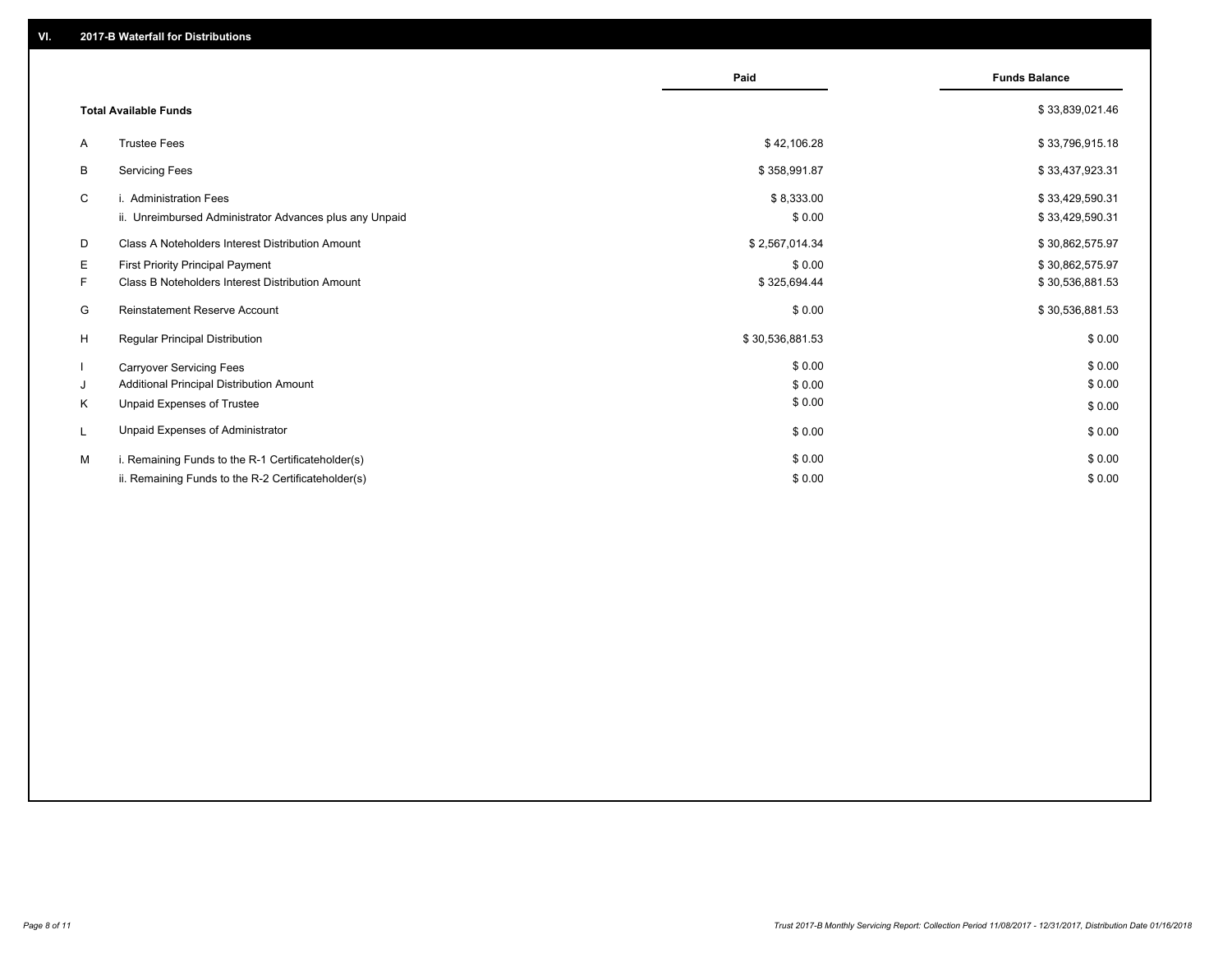## VI. 2017-B Waterfall for Distributions

| | | Paid | Funds Balance |
|---|---|---|---|
| | **Total Available Funds** | | $ 33,839,021.46 |
| A | Trustee Fees | $ 42,106.28 | $ 33,796,915.18 |
| B | Servicing Fees | $ 358,991.87 | $ 33,437,923.31 |
| C | i. Administration Fees | $ 8,333.00 | $ 33,429,590.31 |
| | ii. Unreimbursed Administrator Advances plus any Unpaid | $ 0.00 | $ 33,429,590.31 |
| D | Class A Noteholders Interest Distribution Amount | $ 2,567,014.34 | $ 30,862,575.97 |
| E | First Priority Principal Payment | $ 0.00 | $ 30,862,575.97 |
| F | Class B Noteholders Interest Distribution Amount | $ 325,694.44 | $ 30,536,881.53 |
| G | Reinstatement Reserve Account | $ 0.00 | $ 30,536,881.53 |
| H | Regular Principal Distribution | $ 30,536,881.53 | $ 0.00 |
| I | Carryover Servicing Fees | $ 0.00 | $ 0.00 |
| J | Additional Principal Distribution Amount | $ 0.00 | $ 0.00 |
| K | Unpaid Expenses of Trustee | $ 0.00 | $ 0.00 |
| L | Unpaid Expenses of Administrator | $ 0.00 | $ 0.00 |
| M | i. Remaining Funds to the R-1 Certificateholder(s) | $ 0.00 | $ 0.00 |
| | ii. Remaining Funds to the R-2 Certificateholder(s) | $ 0.00 | $ 0.00 |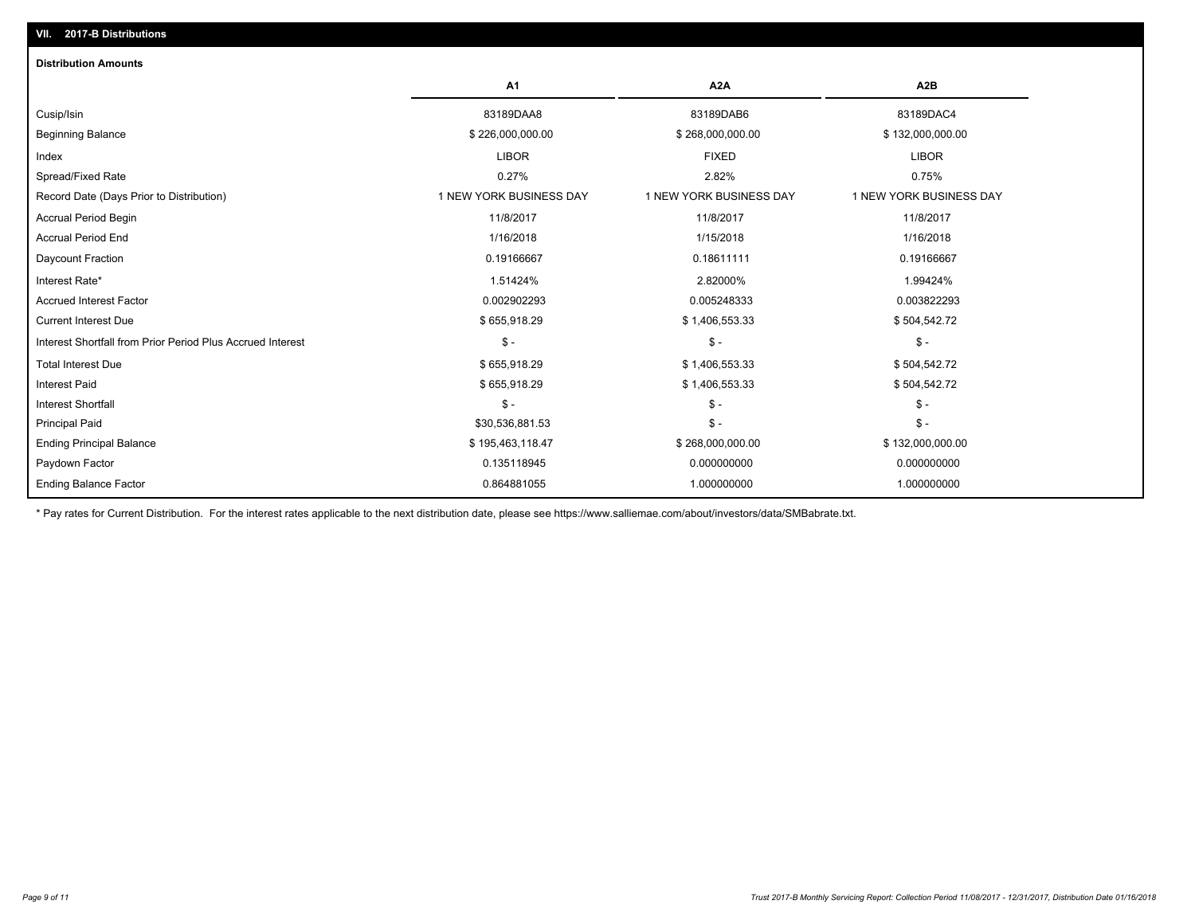## VII. 2017-B Distributions

### Distribution Amounts

| | A1 | A2A | A2B |
|---|---|---|---|
| Cusip/Isin | 83189DAA8 | 83189DAB6 | 83189DAC4 |
| Beginning Balance | $ 226,000,000.00 | $ 268,000,000.00 | $ 132,000,000.00 |
| Index | LIBOR | FIXED | LIBOR |
| Spread/Fixed Rate | 0.27% | 2.82% | 0.75% |
| Record Date (Days Prior to Distribution) | 1 NEW YORK BUSINESS DAY | 1 NEW YORK BUSINESS DAY | 1 NEW YORK BUSINESS DAY |
| Accrual Period Begin | 11/8/2017 | 11/8/2017 | 11/8/2017 |
| Accrual Period End | 1/16/2018 | 1/15/2018 | 1/16/2018 |
| Daycount Fraction | 0.19166667 | 0.18611111 | 0.19166667 |
| Interest Rate* | 1.51424% | 2.82000% | 1.99424% |
| Accrued Interest Factor | 0.002902293 | 0.005248333 | 0.003822293 |
| Current Interest Due | $ 655,918.29 | $ 1,406,553.33 | $ 504,542.72 |
| Interest Shortfall from Prior Period Plus Accrued Interest | $ - | $ - | $ - |
| Total Interest Due | $ 655,918.29 | $ 1,406,553.33 | $ 504,542.72 |
| Interest Paid | $ 655,918.29 | $ 1,406,553.33 | $ 504,542.72 |
| Interest Shortfall | $ - | $ - | $ - |
| Principal Paid | $30,536,881.53 | $ - | $ - |
| Ending Principal Balance | $ 195,463,118.47 | $ 268,000,000.00 | $ 132,000,000.00 |
| Paydown Factor | 0.135118945 | 0.000000000 | 0.000000000 |
| Ending Balance Factor | 0.864881055 | 1.000000000 | 1.000000000 |

* Pay rates for Current Distribution. For the interest rates applicable to the next distribution date, please see https://www.salliemae.com/about/investors/data/SMBabrate.txt.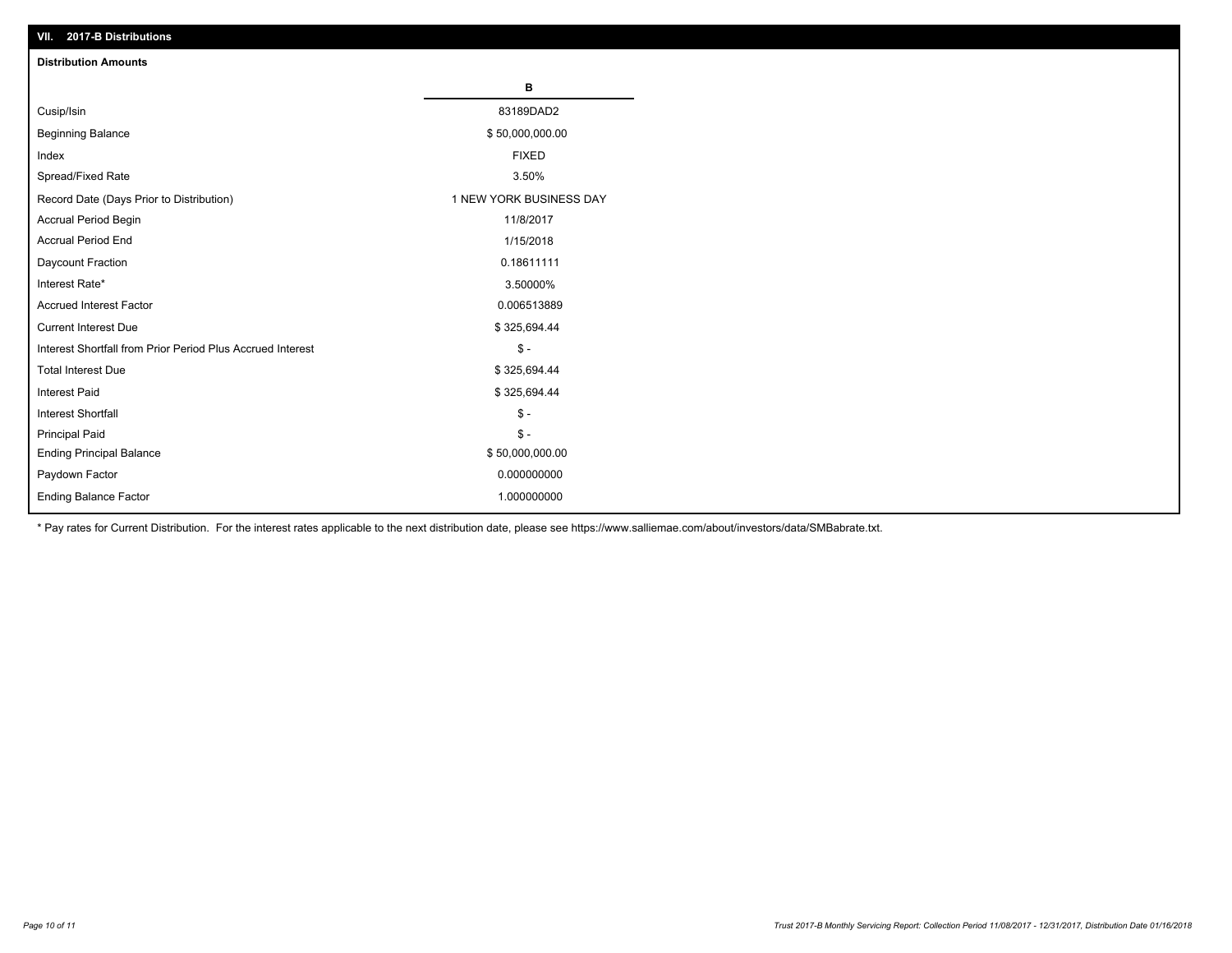## VII. 2017-B Distributions

### Distribution Amounts

| | B |
|---|---|
| Cusip/Isin | 83189DAD2 |
| Beginning Balance | $ 50,000,000.00 |
| Index | FIXED |
| Spread/Fixed Rate | 3.50% |
| Record Date (Days Prior to Distribution) | 1 NEW YORK BUSINESS DAY |
| Accrual Period Begin | 11/8/2017 |
| Accrual Period End | 1/15/2018 |
| Daycount Fraction | 0.18611111 |
| Interest Rate* | 3.50000% |
| Accrued Interest Factor | 0.006513889 |
| Current Interest Due | $ 325,694.44 |
| Interest Shortfall from Prior Period Plus Accrued Interest | $ - |
| Total Interest Due | $ 325,694.44 |
| Interest Paid | $ 325,694.44 |
| Interest Shortfall | $ - |
| Principal Paid | $ - |
| Ending Principal Balance | $ 50,000,000.00 |
| Paydown Factor | 0.000000000 |
| Ending Balance Factor | 1.000000000 |

* Pay rates for Current Distribution. For the interest rates applicable to the next distribution date, please see https://www.salliemae.com/about/investors/data/SMBabrate.txt.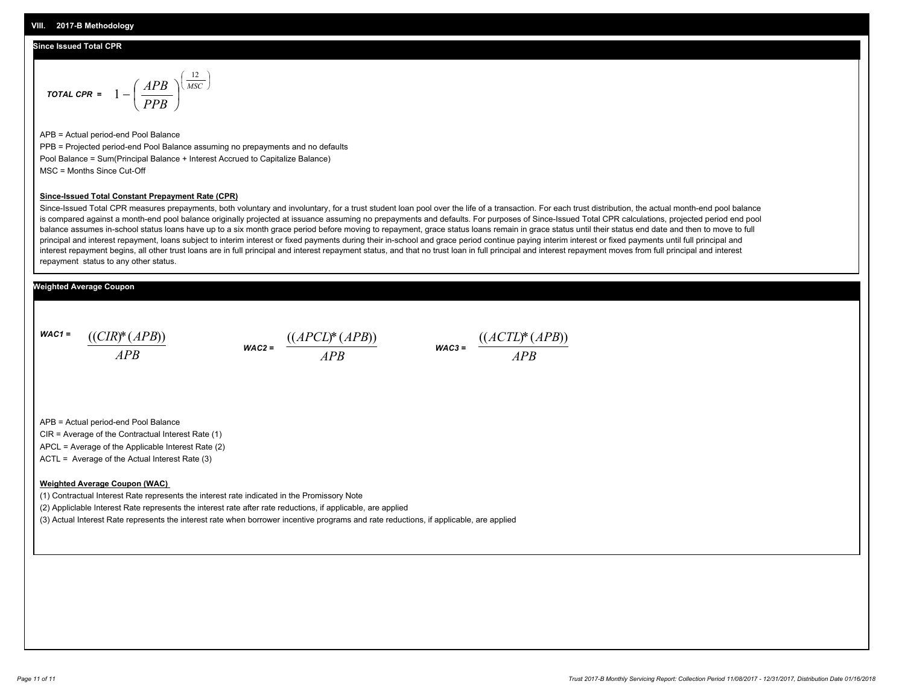## VIII. 2017-B Methodology

### Since Issued Total CPR

$$\textit{TOTAL CPR} = 1 - \left(\frac{APB}{PPB}\right)^{\left(\frac{12}{MSC}\right)}$$

APB = Actual period-end Pool Balance

PPB = Projected period-end Pool Balance assuming no prepayments and no defaults

Pool Balance = Sum(Principal Balance + Interest Accrued to Capitalize Balance)

MSC = Months Since Cut-Off

**Since-Issued Total Constant Prepayment Rate (CPR)**

Since-Issued Total CPR measures prepayments, both voluntary and involuntary, for a trust student loan pool over the life of a transaction. For each trust distribution, the actual month-end pool balance is compared against a month-end pool balance originally projected at issuance assuming no prepayments and defaults. For purposes of Since-Issued Total CPR calculations, projected period end pool balance assumes in-school status loans have up to a six month grace period before moving to repayment, grace status loans remain in grace status until their status end date and then to move to full principal and interest repayment, loans subject to interim interest or fixed payments during their in-school and grace period continue paying interim interest or fixed payments until full principal and interest repayment begins, all other trust loans are in full principal and interest repayment status, and that no trust loan in full principal and interest repayment moves from full principal and interest repayment status to any other status.

### Weighted Average Coupon

$$\textit{WAC1} = \frac{((CIR)*(APB))}{APB} \qquad \textit{WAC2} = \frac{((APCL)*(APB))}{APB} \qquad \textit{WAC3} = \frac{((ACTL)*(APB))}{APB}$$

APB = Actual period-end Pool Balance

CIR = Average of the Contractual Interest Rate (1)

APCL = Average of the Applicable Interest Rate (2)

ACTL = Average of the Actual Interest Rate (3)

**Weighted Average Coupon (WAC)**

(1) Contractual Interest Rate represents the interest rate indicated in the Promissory Note

(2) Appliclable Interest Rate represents the interest rate after rate reductions, if applicable, are applied

(3) Actual Interest Rate represents the interest rate when borrower incentive programs and rate reductions, if applicable, are applied